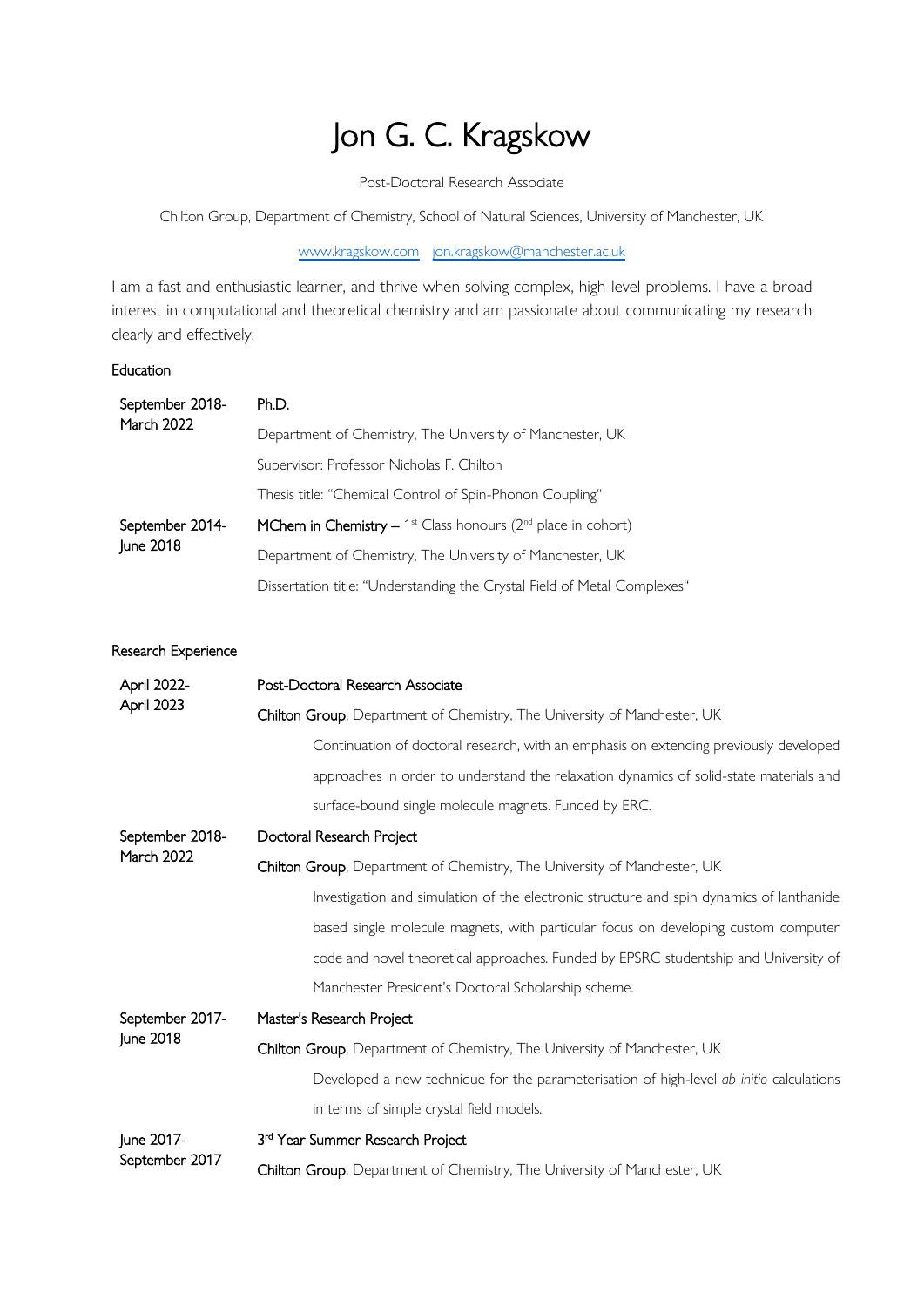# Jon G. C. Kragskow

Post-Doctoral Research Associate

Chilton Group, Department of Chemistry, School of Natural Sciences, University of Manchester, UK

www.kragskow.com  jon.kragskow@manchester.ac.uk

I am a fast and enthusiastic learner, and thrive when solving complex, high-level problems. I have a broad interest in computational and theoretical chemistry and am passionate about communicating my research clearly and effectively.

## Education

| | |
|---|---|
| September 2018-March 2022 | Ph.D. |
| | Department of Chemistry, The University of Manchester, UK |
| | Supervisor: Professor Nicholas F. Chilton |
| | Thesis title: "Chemical Control of Spin-Phonon Coupling" |
| September 2014-June 2018 | **MChem in Chemistry** – 1st Class honours (2nd place in cohort) |
| | Department of Chemistry, The University of Manchester, UK |
| | Dissertation title: "Understanding the Crystal Field of Metal Complexes" |

## Research Experience

**April 2022-April 2023**

Post-Doctoral Research Associate

**Chilton Group**, Department of Chemistry, The University of Manchester, UK

Continuation of doctoral research, with an emphasis on extending previously developed approaches in order to understand the relaxation dynamics of solid-state materials and surface-bound single molecule magnets. Funded by ERC.

**September 2018-March 2022**

Doctoral Research Project

**Chilton Group**, Department of Chemistry, The University of Manchester, UK

Investigation and simulation of the electronic structure and spin dynamics of lanthanide based single molecule magnets, with particular focus on developing custom computer code and novel theoretical approaches. Funded by EPSRC studentship and University of Manchester President's Doctoral Scholarship scheme.

**September 2017-June 2018**

Master's Research Project

**Chilton Group**, Department of Chemistry, The University of Manchester, UK

Developed a new technique for the parameterisation of high-level *ab initio* calculations in terms of simple crystal field models.

**June 2017-September 2017**

3rd Year Summer Research Project

**Chilton Group**, Department of Chemistry, The University of Manchester, UK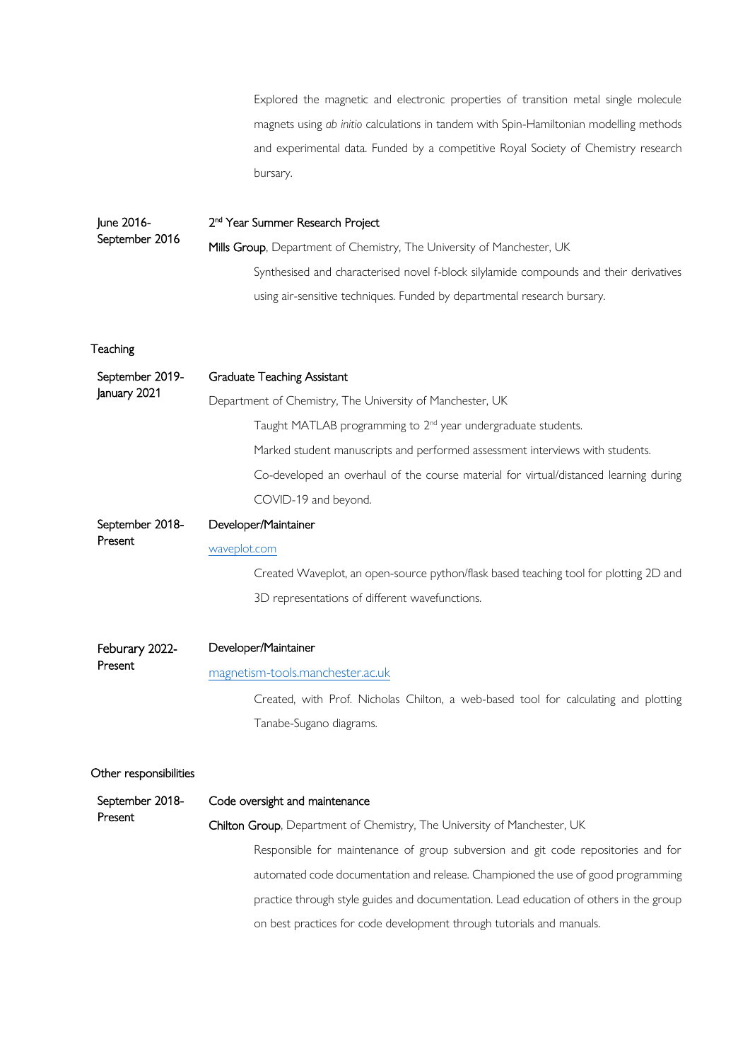Explored the magnetic and electronic properties of transition metal single molecule magnets using *ab initio* calculations in tandem with Spin-Hamiltonian modelling methods and experimental data. Funded by a competitive Royal Society of Chemistry research bursary.

June 2016- September 2016

**2nd Year Summer Research Project**

**Mills Group**, Department of Chemistry, The University of Manchester, UK

Synthesised and characterised novel f-block silylamide compounds and their derivatives using air-sensitive techniques. Funded by departmental research bursary.

## Teaching

September 2019- January 2021

**Graduate Teaching Assistant**

Department of Chemistry, The University of Manchester, UK

Taught MATLAB programming to 2nd year undergraduate students.

Marked student manuscripts and performed assessment interviews with students.

Co-developed an overhaul of the course material for virtual/distanced learning during COVID-19 and beyond.

September 2018- Present

**Developer/Maintainer**

[waveplot.com](waveplot.com)

Created Waveplot, an open-source python/flask based teaching tool for plotting 2D and 3D representations of different wavefunctions.

Feburary 2022- Present

**Developer/Maintainer**

[magnetism-tools.manchester.ac.uk](magnetism-tools.manchester.ac.uk)

Created, with Prof. Nicholas Chilton, a web-based tool for calculating and plotting Tanabe-Sugano diagrams.

## Other responsibilities

September 2018- Present

**Code oversight and maintenance**

**Chilton Group**, Department of Chemistry, The University of Manchester, UK

Responsible for maintenance of group subversion and git code repositories and for automated code documentation and release. Championed the use of good programming practice through style guides and documentation. Lead education of others in the group on best practices for code development through tutorials and manuals.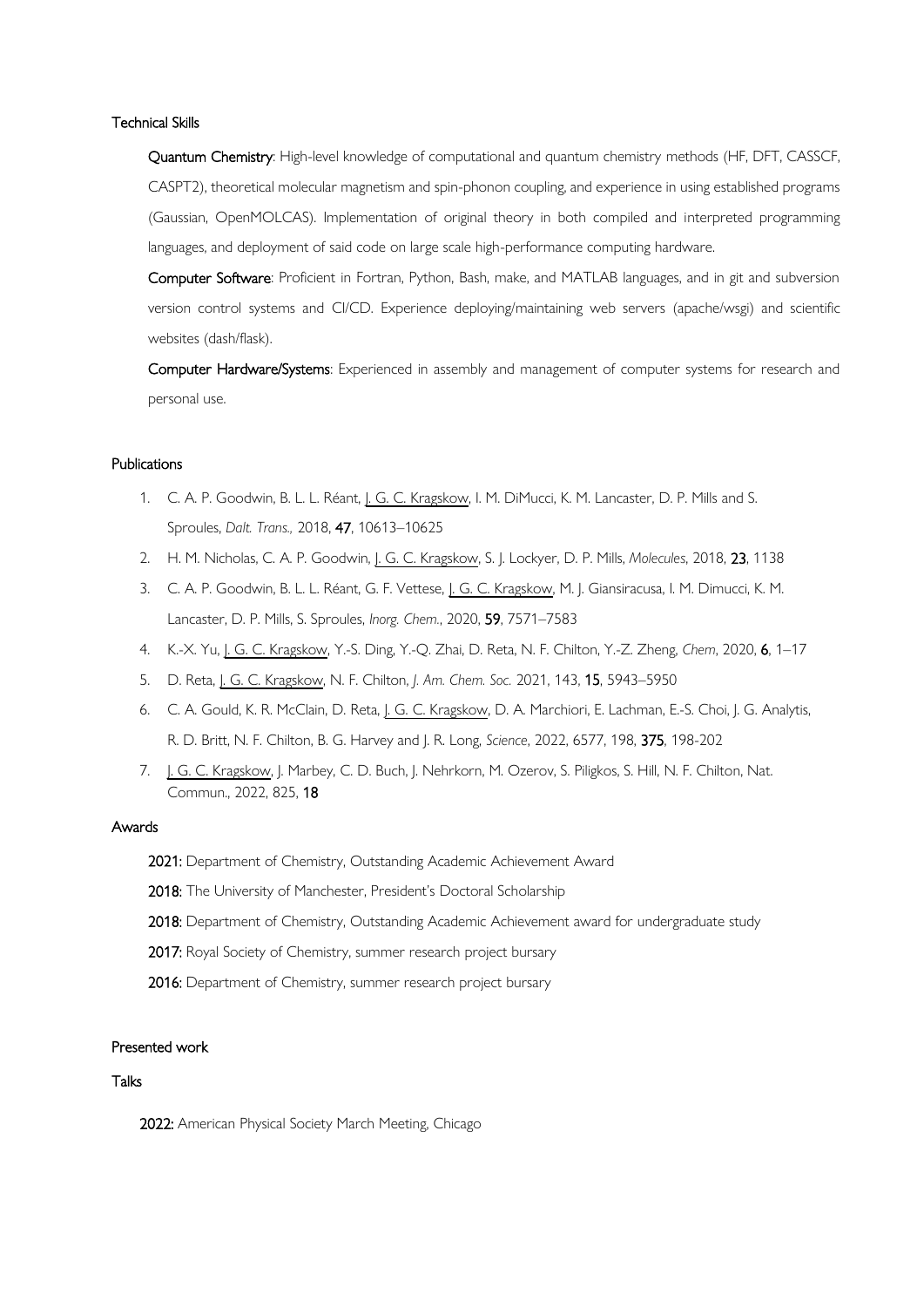## Technical Skills

**Quantum Chemistry**: High-level knowledge of computational and quantum chemistry methods (HF, DFT, CASSCF, CASPT2), theoretical molecular magnetism and spin-phonon coupling, and experience in using established programs (Gaussian, OpenMOLCAS). Implementation of original theory in both compiled and interpreted programming languages, and deployment of said code on large scale high-performance computing hardware.

**Computer Software**: Proficient in Fortran, Python, Bash, make, and MATLAB languages, and in git and subversion version control systems and CI/CD. Experience deploying/maintaining web servers (apache/wsgi) and scientific websites (dash/flask).

**Computer Hardware/Systems**: Experienced in assembly and management of computer systems for research and personal use.

## Publications

1. C. A. P. Goodwin, B. L. L. Réant, J. G. C. Kragskow, I. M. DiMucci, K. M. Lancaster, D. P. Mills and S. Sproules, *Dalt. Trans.,* 2018, **47**, 10613–10625
2. H. M. Nicholas, C. A. P. Goodwin, J. G. C. Kragskow, S. J. Lockyer, D. P. Mills, *Molecules*, 2018, **23**, 1138
3. C. A. P. Goodwin, B. L. L. Réant, G. F. Vettese, J. G. C. Kragskow, M. J. Giansiracusa, I. M. Dimucci, K. M. Lancaster, D. P. Mills, S. Sproules, *Inorg. Chem.*, 2020, **59**, 7571–7583
4. K.-X. Yu, J. G. C. Kragskow, Y.-S. Ding, Y.-Q. Zhai, D. Reta, N. F. Chilton, Y.-Z. Zheng, *Chem*, 2020, **6**, 1–17
5. D. Reta, J. G. C. Kragskow, N. F. Chilton, *J. Am. Chem. Soc.* 2021, 143, **15**, 5943–5950
6. C. A. Gould, K. R. McClain, D. Reta, J. G. C. Kragskow, D. A. Marchiori, E. Lachman, E.-S. Choi, J. G. Analytis, R. D. Britt, N. F. Chilton, B. G. Harvey and J. R. Long, *Science*, 2022, 6577, 198, **375**, 198-202
7. J. G. C. Kragskow, J. Marbey, C. D. Buch, J. Nehrkorn, M. Ozerov, S. Piligkos, S. Hill, N. F. Chilton, Nat. Commun., 2022, 825, **18**

## Awards

**2021:** Department of Chemistry, Outstanding Academic Achievement Award

**2018:** The University of Manchester, President's Doctoral Scholarship

**2018:** Department of Chemistry, Outstanding Academic Achievement award for undergraduate study

**2017:** Royal Society of Chemistry, summer research project bursary

**2016:** Department of Chemistry, summer research project bursary

## Presented work

### Talks

**2022:** American Physical Society March Meeting, Chicago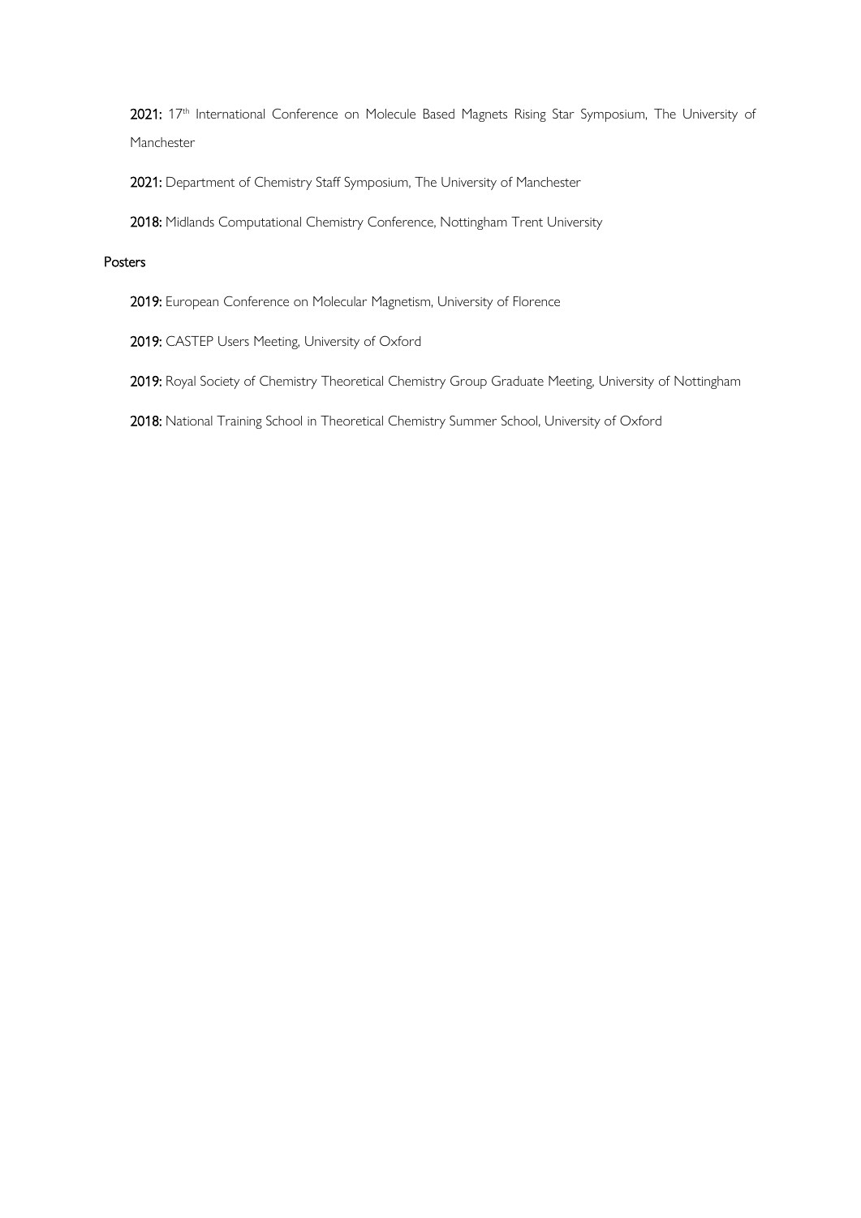**2021:** 17th International Conference on Molecule Based Magnets Rising Star Symposium, The University of Manchester

**2021:** Department of Chemistry Staff Symposium, The University of Manchester

**2018:** Midlands Computational Chemistry Conference, Nottingham Trent University

### Posters

**2019:** European Conference on Molecular Magnetism, University of Florence

**2019:** CASTEP Users Meeting, University of Oxford

**2019:** Royal Society of Chemistry Theoretical Chemistry Group Graduate Meeting, University of Nottingham

**2018:** National Training School in Theoretical Chemistry Summer School, University of Oxford